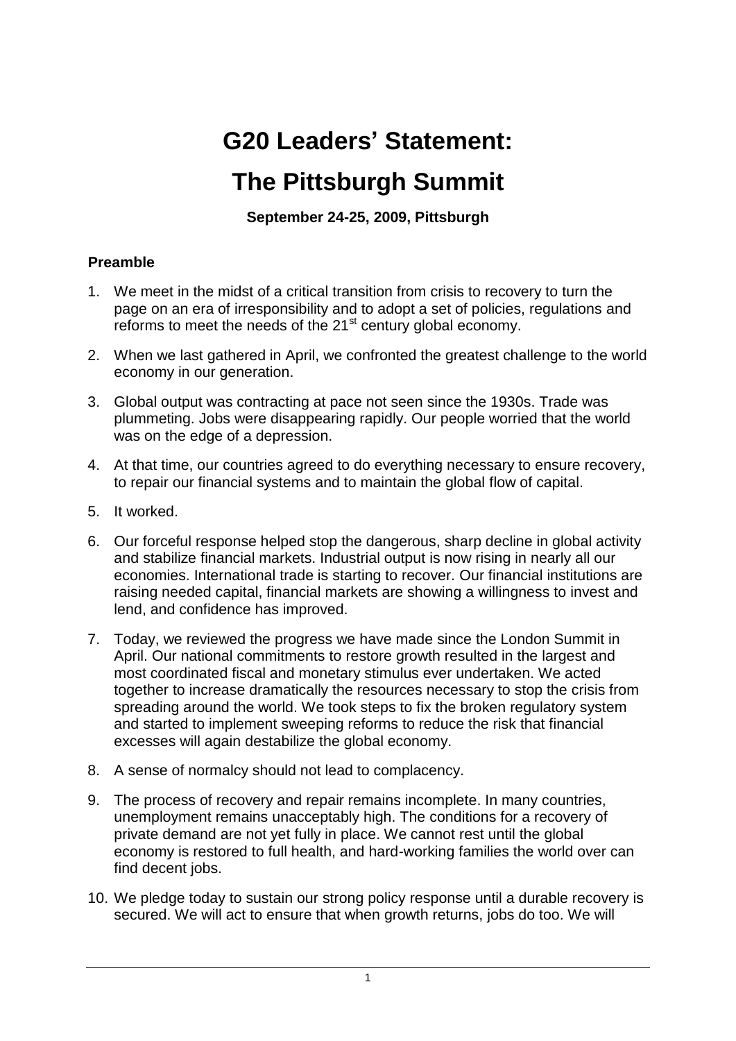# G20 Leaders' Statement:

# The Pittsburgh Summit

**September 24-25, 2009, Pittsburgh**

### Preamble

1. We meet in the midst of a critical transition from crisis to recovery to turn the page on an era of irresponsibility and to adopt a set of policies, regulations and reforms to meet the needs of the 21st century global economy.
2. When we last gathered in April, we confronted the greatest challenge to the world economy in our generation.
3. Global output was contracting at pace not seen since the 1930s. Trade was plummeting. Jobs were disappearing rapidly. Our people worried that the world was on the edge of a depression.
4. At that time, our countries agreed to do everything necessary to ensure recovery, to repair our financial systems and to maintain the global flow of capital.
5. It worked.
6. Our forceful response helped stop the dangerous, sharp decline in global activity and stabilize financial markets. Industrial output is now rising in nearly all our economies. International trade is starting to recover. Our financial institutions are raising needed capital, financial markets are showing a willingness to invest and lend, and confidence has improved.
7. Today, we reviewed the progress we have made since the London Summit in April. Our national commitments to restore growth resulted in the largest and most coordinated fiscal and monetary stimulus ever undertaken. We acted together to increase dramatically the resources necessary to stop the crisis from spreading around the world. We took steps to fix the broken regulatory system and started to implement sweeping reforms to reduce the risk that financial excesses will again destabilize the global economy.
8. A sense of normalcy should not lead to complacency.
9. The process of recovery and repair remains incomplete. In many countries, unemployment remains unacceptably high. The conditions for a recovery of private demand are not yet fully in place. We cannot rest until the global economy is restored to full health, and hard-working families the world over can find decent jobs.
10. We pledge today to sustain our strong policy response until a durable recovery is secured. We will act to ensure that when growth returns, jobs do too. We will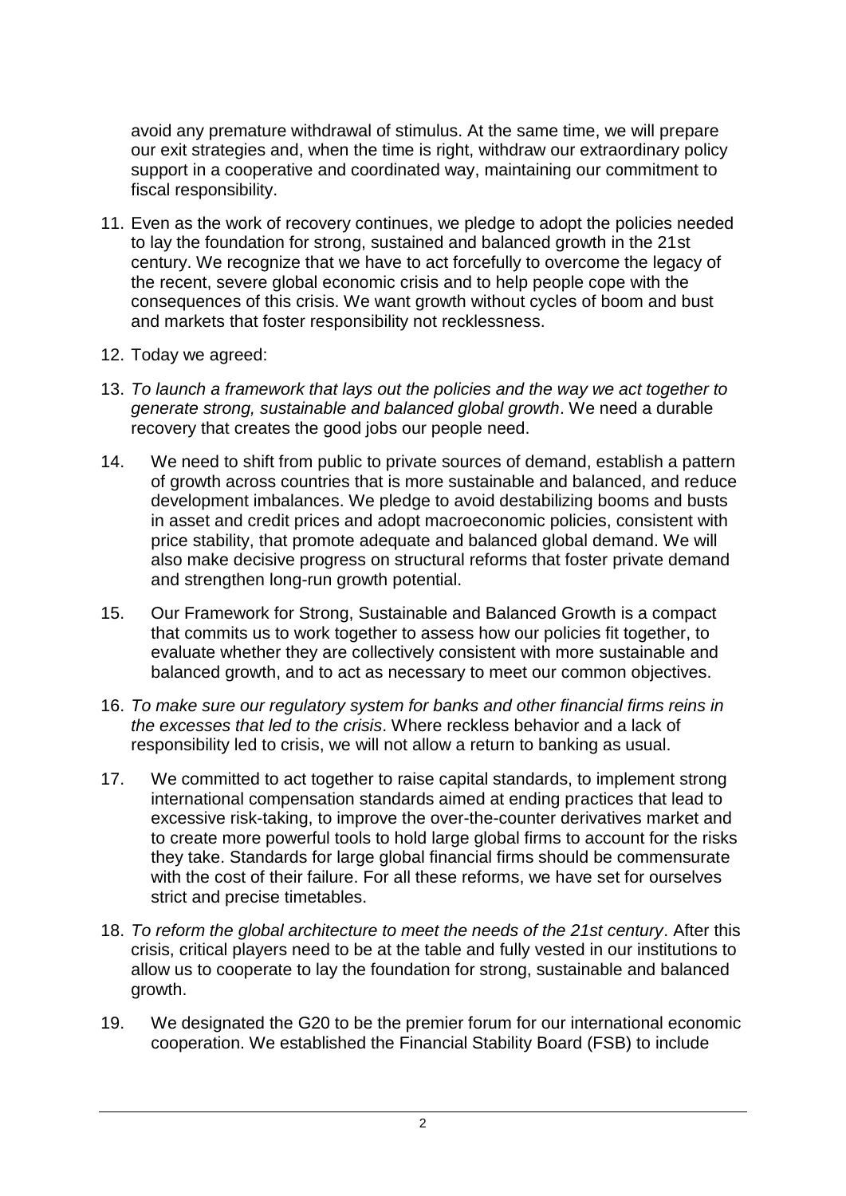avoid any premature withdrawal of stimulus. At the same time, we will prepare our exit strategies and, when the time is right, withdraw our extraordinary policy support in a cooperative and coordinated way, maintaining our commitment to fiscal responsibility.

11. Even as the work of recovery continues, we pledge to adopt the policies needed to lay the foundation for strong, sustained and balanced growth in the 21st century. We recognize that we have to act forcefully to overcome the legacy of the recent, severe global economic crisis and to help people cope with the consequences of this crisis. We want growth without cycles of boom and bust and markets that foster responsibility not recklessness.

12. Today we agreed:

13. *To launch a framework that lays out the policies and the way we act together to generate strong, sustainable and balanced global growth*. We need a durable recovery that creates the good jobs our people need.

14. We need to shift from public to private sources of demand, establish a pattern of growth across countries that is more sustainable and balanced, and reduce development imbalances. We pledge to avoid destabilizing booms and busts in asset and credit prices and adopt macroeconomic policies, consistent with price stability, that promote adequate and balanced global demand. We will also make decisive progress on structural reforms that foster private demand and strengthen long-run growth potential.

15. Our Framework for Strong, Sustainable and Balanced Growth is a compact that commits us to work together to assess how our policies fit together, to evaluate whether they are collectively consistent with more sustainable and balanced growth, and to act as necessary to meet our common objectives.

16. *To make sure our regulatory system for banks and other financial firms reins in the excesses that led to the crisis*. Where reckless behavior and a lack of responsibility led to crisis, we will not allow a return to banking as usual.

17. We committed to act together to raise capital standards, to implement strong international compensation standards aimed at ending practices that lead to excessive risk-taking, to improve the over-the-counter derivatives market and to create more powerful tools to hold large global firms to account for the risks they take. Standards for large global financial firms should be commensurate with the cost of their failure. For all these reforms, we have set for ourselves strict and precise timetables.

18. *To reform the global architecture to meet the needs of the 21st century*. After this crisis, critical players need to be at the table and fully vested in our institutions to allow us to cooperate to lay the foundation for strong, sustainable and balanced growth.

19. We designated the G20 to be the premier forum for our international economic cooperation. We established the Financial Stability Board (FSB) to include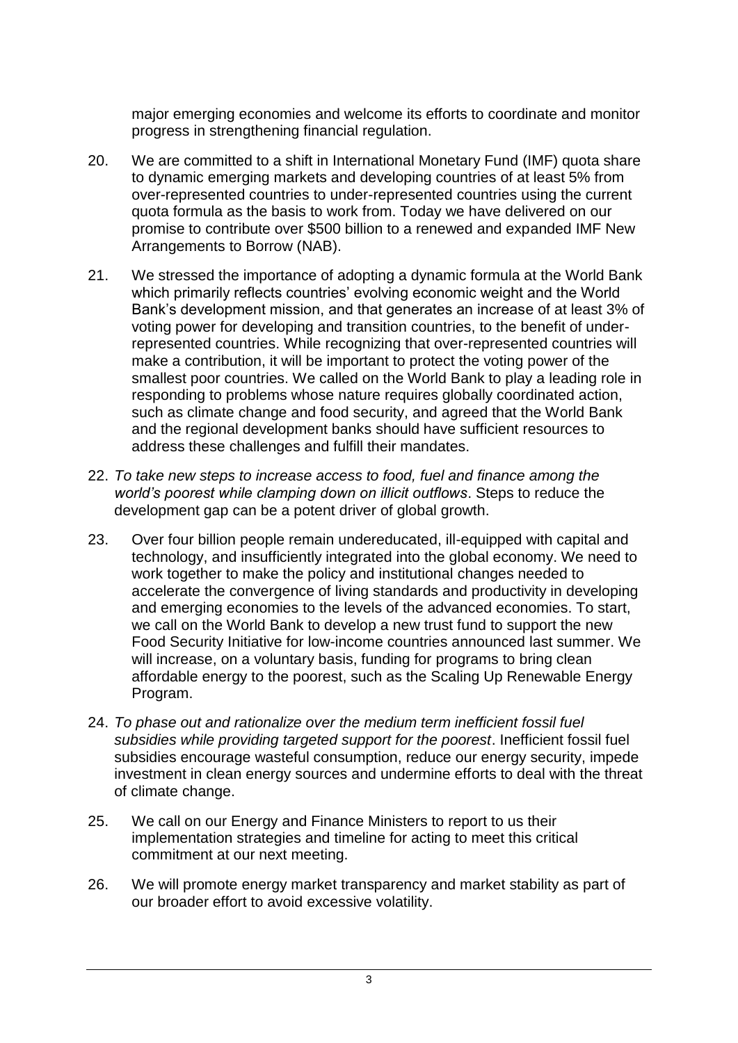major emerging economies and welcome its efforts to coordinate and monitor progress in strengthening financial regulation.

20. We are committed to a shift in International Monetary Fund (IMF) quota share to dynamic emerging markets and developing countries of at least 5% from over-represented countries to under-represented countries using the current quota formula as the basis to work from. Today we have delivered on our promise to contribute over $500 billion to a renewed and expanded IMF New Arrangements to Borrow (NAB).

21. We stressed the importance of adopting a dynamic formula at the World Bank which primarily reflects countries' evolving economic weight and the World Bank's development mission, and that generates an increase of at least 3% of voting power for developing and transition countries, to the benefit of under-represented countries. While recognizing that over-represented countries will make a contribution, it will be important to protect the voting power of the smallest poor countries. We called on the World Bank to play a leading role in responding to problems whose nature requires globally coordinated action, such as climate change and food security, and agreed that the World Bank and the regional development banks should have sufficient resources to address these challenges and fulfill their mandates.

22. *To take new steps to increase access to food, fuel and finance among the world's poorest while clamping down on illicit outflows*. Steps to reduce the development gap can be a potent driver of global growth.

23. Over four billion people remain undereducated, ill-equipped with capital and technology, and insufficiently integrated into the global economy. We need to work together to make the policy and institutional changes needed to accelerate the convergence of living standards and productivity in developing and emerging economies to the levels of the advanced economies. To start, we call on the World Bank to develop a new trust fund to support the new Food Security Initiative for low-income countries announced last summer. We will increase, on a voluntary basis, funding for programs to bring clean affordable energy to the poorest, such as the Scaling Up Renewable Energy Program.

24. *To phase out and rationalize over the medium term inefficient fossil fuel subsidies while providing targeted support for the poorest*. Inefficient fossil fuel subsidies encourage wasteful consumption, reduce our energy security, impede investment in clean energy sources and undermine efforts to deal with the threat of climate change.

25. We call on our Energy and Finance Ministers to report to us their implementation strategies and timeline for acting to meet this critical commitment at our next meeting.

26. We will promote energy market transparency and market stability as part of our broader effort to avoid excessive volatility.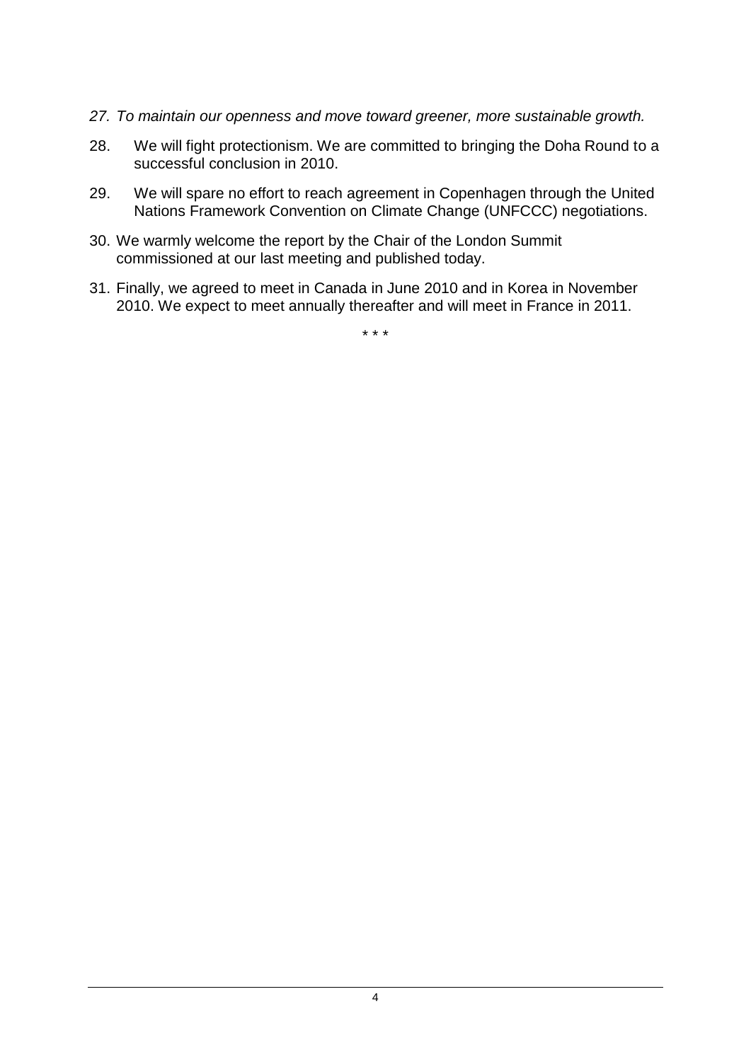*27. To maintain our openness and move toward greener, more sustainable growth.*

28. We will fight protectionism. We are committed to bringing the Doha Round to a successful conclusion in 2010.

29. We will spare no effort to reach agreement in Copenhagen through the United Nations Framework Convention on Climate Change (UNFCCC) negotiations.

30. We warmly welcome the report by the Chair of the London Summit commissioned at our last meeting and published today.

31. Finally, we agreed to meet in Canada in June 2010 and in Korea in November 2010. We expect to meet annually thereafter and will meet in France in 2011.

\* \* \*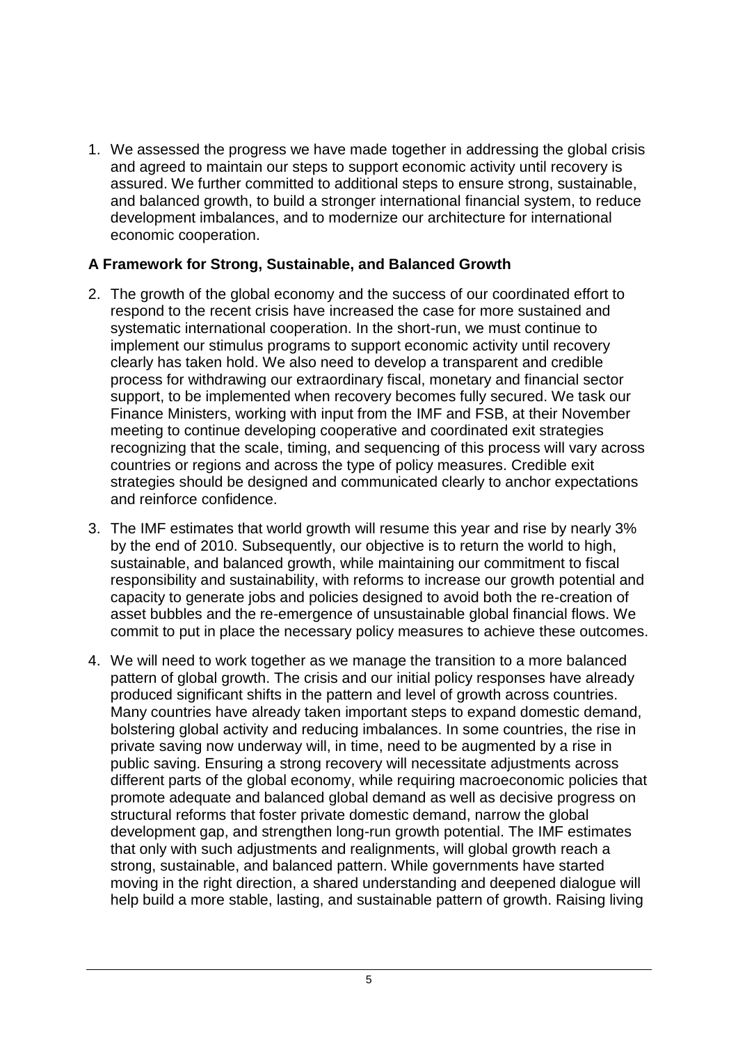1. We assessed the progress we have made together in addressing the global crisis and agreed to maintain our steps to support economic activity until recovery is assured. We further committed to additional steps to ensure strong, sustainable, and balanced growth, to build a stronger international financial system, to reduce development imbalances, and to modernize our architecture for international economic cooperation.

## A Framework for Strong, Sustainable, and Balanced Growth

2. The growth of the global economy and the success of our coordinated effort to respond to the recent crisis have increased the case for more sustained and systematic international cooperation. In the short-run, we must continue to implement our stimulus programs to support economic activity until recovery clearly has taken hold. We also need to develop a transparent and credible process for withdrawing our extraordinary fiscal, monetary and financial sector support, to be implemented when recovery becomes fully secured. We task our Finance Ministers, working with input from the IMF and FSB, at their November meeting to continue developing cooperative and coordinated exit strategies recognizing that the scale, timing, and sequencing of this process will vary across countries or regions and across the type of policy measures. Credible exit strategies should be designed and communicated clearly to anchor expectations and reinforce confidence.

3. The IMF estimates that world growth will resume this year and rise by nearly 3% by the end of 2010. Subsequently, our objective is to return the world to high, sustainable, and balanced growth, while maintaining our commitment to fiscal responsibility and sustainability, with reforms to increase our growth potential and capacity to generate jobs and policies designed to avoid both the re-creation of asset bubbles and the re-emergence of unsustainable global financial flows. We commit to put in place the necessary policy measures to achieve these outcomes.

4. We will need to work together as we manage the transition to a more balanced pattern of global growth. The crisis and our initial policy responses have already produced significant shifts in the pattern and level of growth across countries. Many countries have already taken important steps to expand domestic demand, bolstering global activity and reducing imbalances. In some countries, the rise in private saving now underway will, in time, need to be augmented by a rise in public saving. Ensuring a strong recovery will necessitate adjustments across different parts of the global economy, while requiring macroeconomic policies that promote adequate and balanced global demand as well as decisive progress on structural reforms that foster private domestic demand, narrow the global development gap, and strengthen long-run growth potential. The IMF estimates that only with such adjustments and realignments, will global growth reach a strong, sustainable, and balanced pattern. While governments have started moving in the right direction, a shared understanding and deepened dialogue will help build a more stable, lasting, and sustainable pattern of growth. Raising living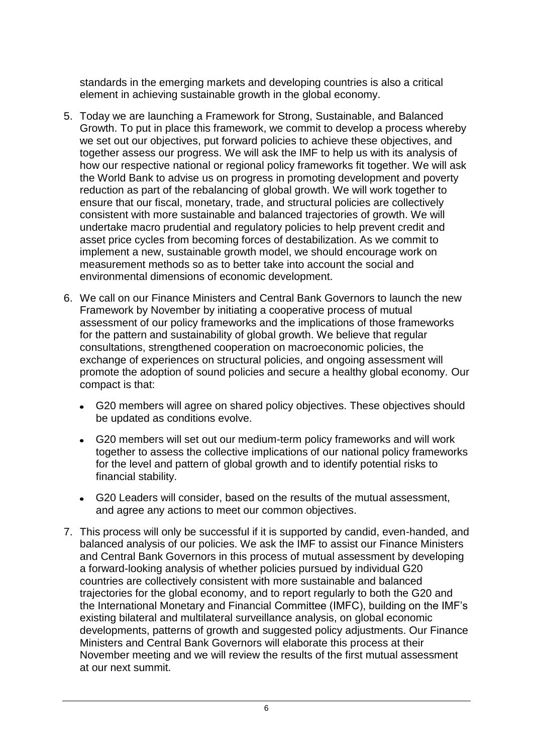standards in the emerging markets and developing countries is also a critical element in achieving sustainable growth in the global economy.

5. Today we are launching a Framework for Strong, Sustainable, and Balanced Growth. To put in place this framework, we commit to develop a process whereby we set out our objectives, put forward policies to achieve these objectives, and together assess our progress. We will ask the IMF to help us with its analysis of how our respective national or regional policy frameworks fit together. We will ask the World Bank to advise us on progress in promoting development and poverty reduction as part of the rebalancing of global growth. We will work together to ensure that our fiscal, monetary, trade, and structural policies are collectively consistent with more sustainable and balanced trajectories of growth. We will undertake macro prudential and regulatory policies to help prevent credit and asset price cycles from becoming forces of destabilization. As we commit to implement a new, sustainable growth model, we should encourage work on measurement methods so as to better take into account the social and environmental dimensions of economic development.

6. We call on our Finance Ministers and Central Bank Governors to launch the new Framework by November by initiating a cooperative process of mutual assessment of our policy frameworks and the implications of those frameworks for the pattern and sustainability of global growth. We believe that regular consultations, strengthened cooperation on macroeconomic policies, the exchange of experiences on structural policies, and ongoing assessment will promote the adoption of sound policies and secure a healthy global economy. Our compact is that:

   - G20 members will agree on shared policy objectives. These objectives should be updated as conditions evolve.
   - G20 members will set out our medium-term policy frameworks and will work together to assess the collective implications of our national policy frameworks for the level and pattern of global growth and to identify potential risks to financial stability.
   - G20 Leaders will consider, based on the results of the mutual assessment, and agree any actions to meet our common objectives.

7. This process will only be successful if it is supported by candid, even-handed, and balanced analysis of our policies. We ask the IMF to assist our Finance Ministers and Central Bank Governors in this process of mutual assessment by developing a forward-looking analysis of whether policies pursued by individual G20 countries are collectively consistent with more sustainable and balanced trajectories for the global economy, and to report regularly to both the G20 and the International Monetary and Financial Committee (IMFC), building on the IMF's existing bilateral and multilateral surveillance analysis, on global economic developments, patterns of growth and suggested policy adjustments. Our Finance Ministers and Central Bank Governors will elaborate this process at their November meeting and we will review the results of the first mutual assessment at our next summit.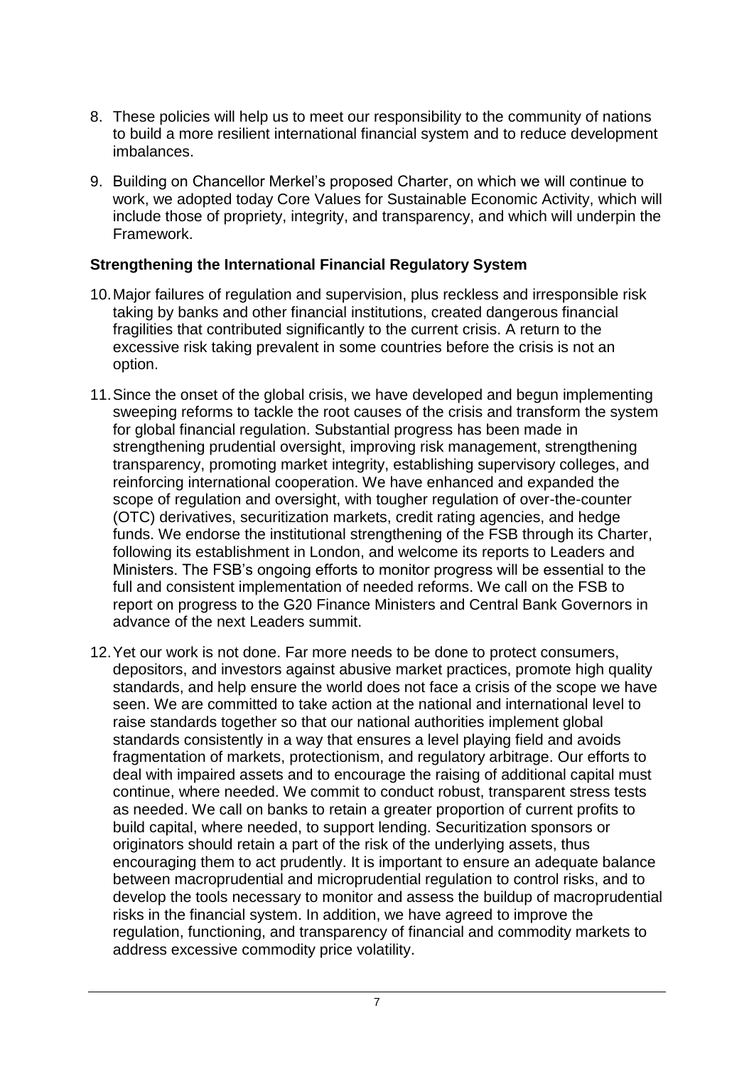8. These policies will help us to meet our responsibility to the community of nations to build a more resilient international financial system and to reduce development imbalances.

9. Building on Chancellor Merkel's proposed Charter, on which we will continue to work, we adopted today Core Values for Sustainable Economic Activity, which will include those of propriety, integrity, and transparency, and which will underpin the Framework.

**Strengthening the International Financial Regulatory System**

10. Major failures of regulation and supervision, plus reckless and irresponsible risk taking by banks and other financial institutions, created dangerous financial fragilities that contributed significantly to the current crisis. A return to the excessive risk taking prevalent in some countries before the crisis is not an option.

11. Since the onset of the global crisis, we have developed and begun implementing sweeping reforms to tackle the root causes of the crisis and transform the system for global financial regulation. Substantial progress has been made in strengthening prudential oversight, improving risk management, strengthening transparency, promoting market integrity, establishing supervisory colleges, and reinforcing international cooperation. We have enhanced and expanded the scope of regulation and oversight, with tougher regulation of over-the-counter (OTC) derivatives, securitization markets, credit rating agencies, and hedge funds. We endorse the institutional strengthening of the FSB through its Charter, following its establishment in London, and welcome its reports to Leaders and Ministers. The FSB's ongoing efforts to monitor progress will be essential to the full and consistent implementation of needed reforms. We call on the FSB to report on progress to the G20 Finance Ministers and Central Bank Governors in advance of the next Leaders summit.

12. Yet our work is not done. Far more needs to be done to protect consumers, depositors, and investors against abusive market practices, promote high quality standards, and help ensure the world does not face a crisis of the scope we have seen. We are committed to take action at the national and international level to raise standards together so that our national authorities implement global standards consistently in a way that ensures a level playing field and avoids fragmentation of markets, protectionism, and regulatory arbitrage. Our efforts to deal with impaired assets and to encourage the raising of additional capital must continue, where needed. We commit to conduct robust, transparent stress tests as needed. We call on banks to retain a greater proportion of current profits to build capital, where needed, to support lending. Securitization sponsors or originators should retain a part of the risk of the underlying assets, thus encouraging them to act prudently. It is important to ensure an adequate balance between macroprudential and microprudential regulation to control risks, and to develop the tools necessary to monitor and assess the buildup of macroprudential risks in the financial system. In addition, we have agreed to improve the regulation, functioning, and transparency of financial and commodity markets to address excessive commodity price volatility.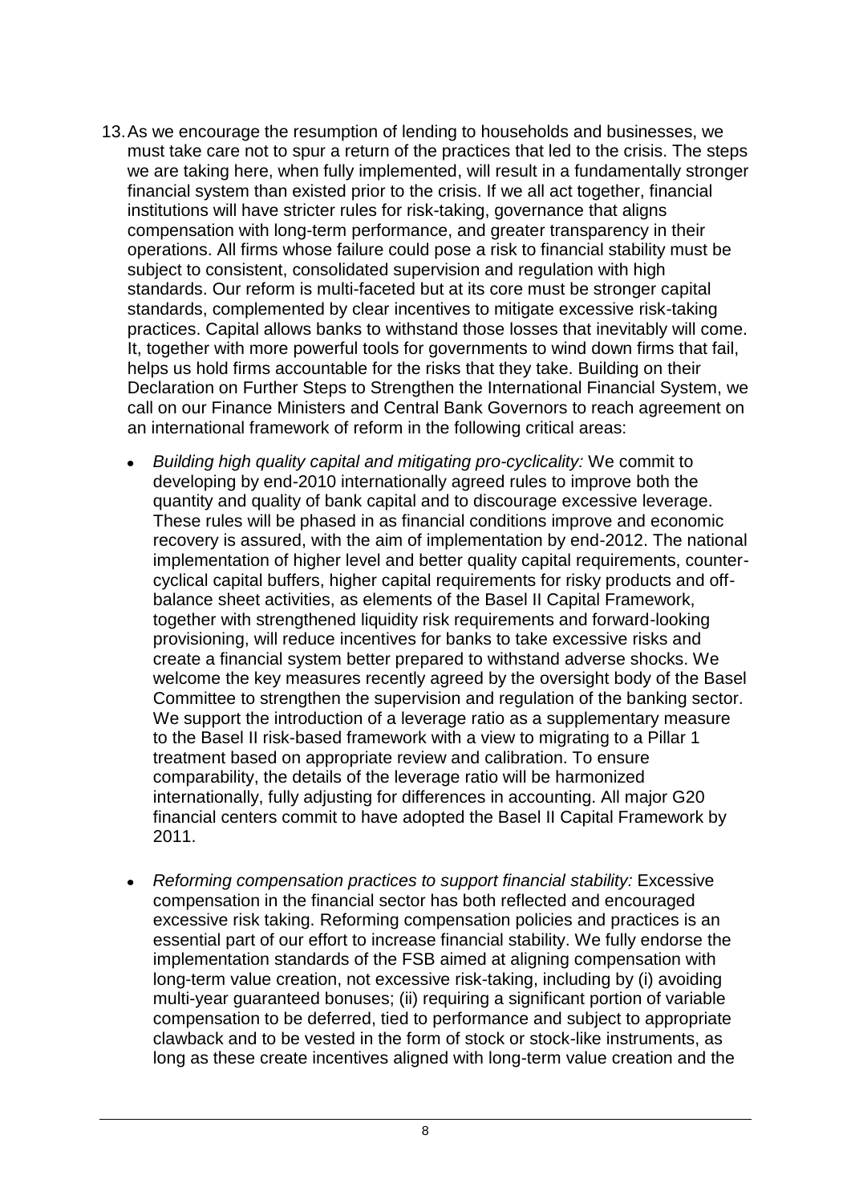13. As we encourage the resumption of lending to households and businesses, we must take care not to spur a return of the practices that led to the crisis. The steps we are taking here, when fully implemented, will result in a fundamentally stronger financial system than existed prior to the crisis. If we all act together, financial institutions will have stricter rules for risk-taking, governance that aligns compensation with long-term performance, and greater transparency in their operations. All firms whose failure could pose a risk to financial stability must be subject to consistent, consolidated supervision and regulation with high standards. Our reform is multi-faceted but at its core must be stronger capital standards, complemented by clear incentives to mitigate excessive risk-taking practices. Capital allows banks to withstand those losses that inevitably will come. It, together with more powerful tools for governments to wind down firms that fail, helps us hold firms accountable for the risks that they take. Building on their Declaration on Further Steps to Strengthen the International Financial System, we call on our Finance Ministers and Central Bank Governors to reach agreement on an international framework of reform in the following critical areas:

    - *Building high quality capital and mitigating pro-cyclicality:* We commit to developing by end-2010 internationally agreed rules to improve both the quantity and quality of bank capital and to discourage excessive leverage. These rules will be phased in as financial conditions improve and economic recovery is assured, with the aim of implementation by end-2012. The national implementation of higher level and better quality capital requirements, counter-cyclical capital buffers, higher capital requirements for risky products and off-balance sheet activities, as elements of the Basel II Capital Framework, together with strengthened liquidity risk requirements and forward-looking provisioning, will reduce incentives for banks to take excessive risks and create a financial system better prepared to withstand adverse shocks. We welcome the key measures recently agreed by the oversight body of the Basel Committee to strengthen the supervision and regulation of the banking sector. We support the introduction of a leverage ratio as a supplementary measure to the Basel II risk-based framework with a view to migrating to a Pillar 1 treatment based on appropriate review and calibration. To ensure comparability, the details of the leverage ratio will be harmonized internationally, fully adjusting for differences in accounting. All major G20 financial centers commit to have adopted the Basel II Capital Framework by 2011.

    - *Reforming compensation practices to support financial stability:* Excessive compensation in the financial sector has both reflected and encouraged excessive risk taking. Reforming compensation policies and practices is an essential part of our effort to increase financial stability. We fully endorse the implementation standards of the FSB aimed at aligning compensation with long-term value creation, not excessive risk-taking, including by (i) avoiding multi-year guaranteed bonuses; (ii) requiring a significant portion of variable compensation to be deferred, tied to performance and subject to appropriate clawback and to be vested in the form of stock or stock-like instruments, as long as these create incentives aligned with long-term value creation and the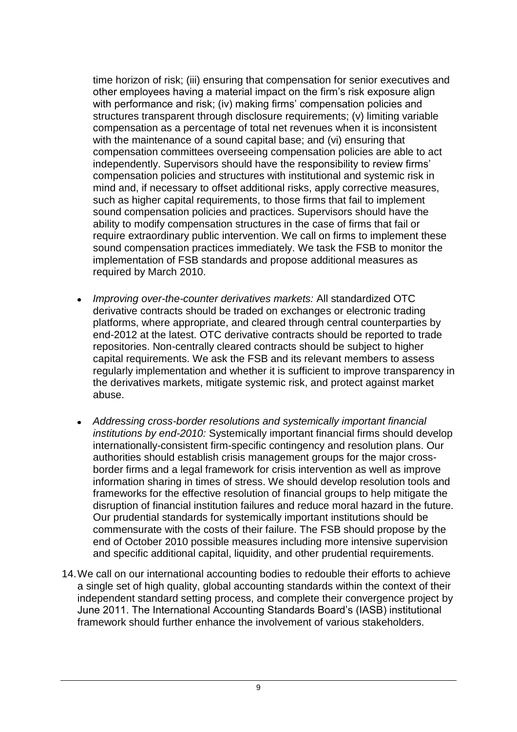time horizon of risk; (iii) ensuring that compensation for senior executives and other employees having a material impact on the firm's risk exposure align with performance and risk; (iv) making firms' compensation policies and structures transparent through disclosure requirements; (v) limiting variable compensation as a percentage of total net revenues when it is inconsistent with the maintenance of a sound capital base; and (vi) ensuring that compensation committees overseeing compensation policies are able to act independently. Supervisors should have the responsibility to review firms' compensation policies and structures with institutional and systemic risk in mind and, if necessary to offset additional risks, apply corrective measures, such as higher capital requirements, to those firms that fail to implement sound compensation policies and practices. Supervisors should have the ability to modify compensation structures in the case of firms that fail or require extraordinary public intervention. We call on firms to implement these sound compensation practices immediately. We task the FSB to monitor the implementation of FSB standards and propose additional measures as required by March 2010.

- *Improving over-the-counter derivatives markets:* All standardized OTC derivative contracts should be traded on exchanges or electronic trading platforms, where appropriate, and cleared through central counterparties by end-2012 at the latest. OTC derivative contracts should be reported to trade repositories. Non-centrally cleared contracts should be subject to higher capital requirements. We ask the FSB and its relevant members to assess regularly implementation and whether it is sufficient to improve transparency in the derivatives markets, mitigate systemic risk, and protect against market abuse.

- *Addressing cross-border resolutions and systemically important financial institutions by end-2010:* Systemically important financial firms should develop internationally-consistent firm-specific contingency and resolution plans. Our authorities should establish crisis management groups for the major cross-border firms and a legal framework for crisis intervention as well as improve information sharing in times of stress. We should develop resolution tools and frameworks for the effective resolution of financial groups to help mitigate the disruption of financial institution failures and reduce moral hazard in the future. Our prudential standards for systemically important institutions should be commensurate with the costs of their failure. The FSB should propose by the end of October 2010 possible measures including more intensive supervision and specific additional capital, liquidity, and other prudential requirements.

14. We call on our international accounting bodies to redouble their efforts to achieve a single set of high quality, global accounting standards within the context of their independent standard setting process, and complete their convergence project by June 2011. The International Accounting Standards Board's (IASB) institutional framework should further enhance the involvement of various stakeholders.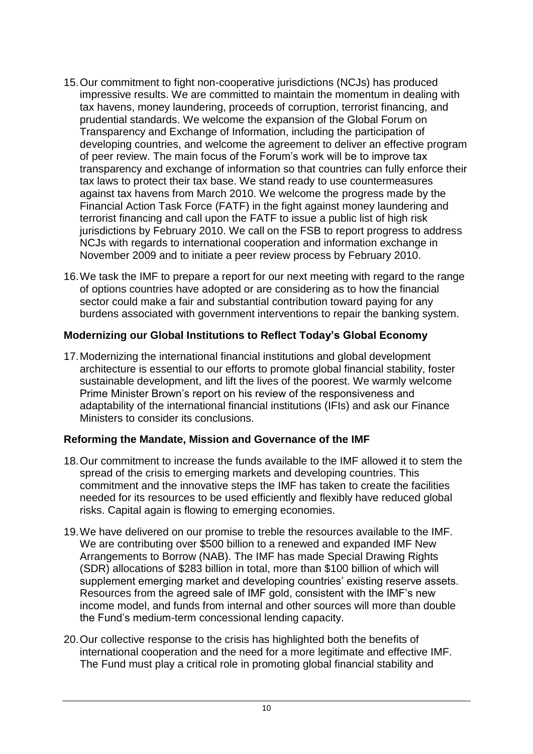15. Our commitment to fight non-cooperative jurisdictions (NCJs) has produced impressive results. We are committed to maintain the momentum in dealing with tax havens, money laundering, proceeds of corruption, terrorist financing, and prudential standards. We welcome the expansion of the Global Forum on Transparency and Exchange of Information, including the participation of developing countries, and welcome the agreement to deliver an effective program of peer review. The main focus of the Forum's work will be to improve tax transparency and exchange of information so that countries can fully enforce their tax laws to protect their tax base. We stand ready to use countermeasures against tax havens from March 2010. We welcome the progress made by the Financial Action Task Force (FATF) in the fight against money laundering and terrorist financing and call upon the FATF to issue a public list of high risk jurisdictions by February 2010. We call on the FSB to report progress to address NCJs with regards to international cooperation and information exchange in November 2009 and to initiate a peer review process by February 2010.

16. We task the IMF to prepare a report for our next meeting with regard to the range of options countries have adopted or are considering as to how the financial sector could make a fair and substantial contribution toward paying for any burdens associated with government interventions to repair the banking system.

**Modernizing our Global Institutions to Reflect Today's Global Economy**

17. Modernizing the international financial institutions and global development architecture is essential to our efforts to promote global financial stability, foster sustainable development, and lift the lives of the poorest. We warmly welcome Prime Minister Brown's report on his review of the responsiveness and adaptability of the international financial institutions (IFIs) and ask our Finance Ministers to consider its conclusions.

**Reforming the Mandate, Mission and Governance of the IMF**

18. Our commitment to increase the funds available to the IMF allowed it to stem the spread of the crisis to emerging markets and developing countries. This commitment and the innovative steps the IMF has taken to create the facilities needed for its resources to be used efficiently and flexibly have reduced global risks. Capital again is flowing to emerging economies.

19. We have delivered on our promise to treble the resources available to the IMF. We are contributing over $500 billion to a renewed and expanded IMF New Arrangements to Borrow (NAB). The IMF has made Special Drawing Rights (SDR) allocations of $283 billion in total, more than $100 billion of which will supplement emerging market and developing countries' existing reserve assets. Resources from the agreed sale of IMF gold, consistent with the IMF's new income model, and funds from internal and other sources will more than double the Fund's medium-term concessional lending capacity.

20. Our collective response to the crisis has highlighted both the benefits of international cooperation and the need for a more legitimate and effective IMF. The Fund must play a critical role in promoting global financial stability and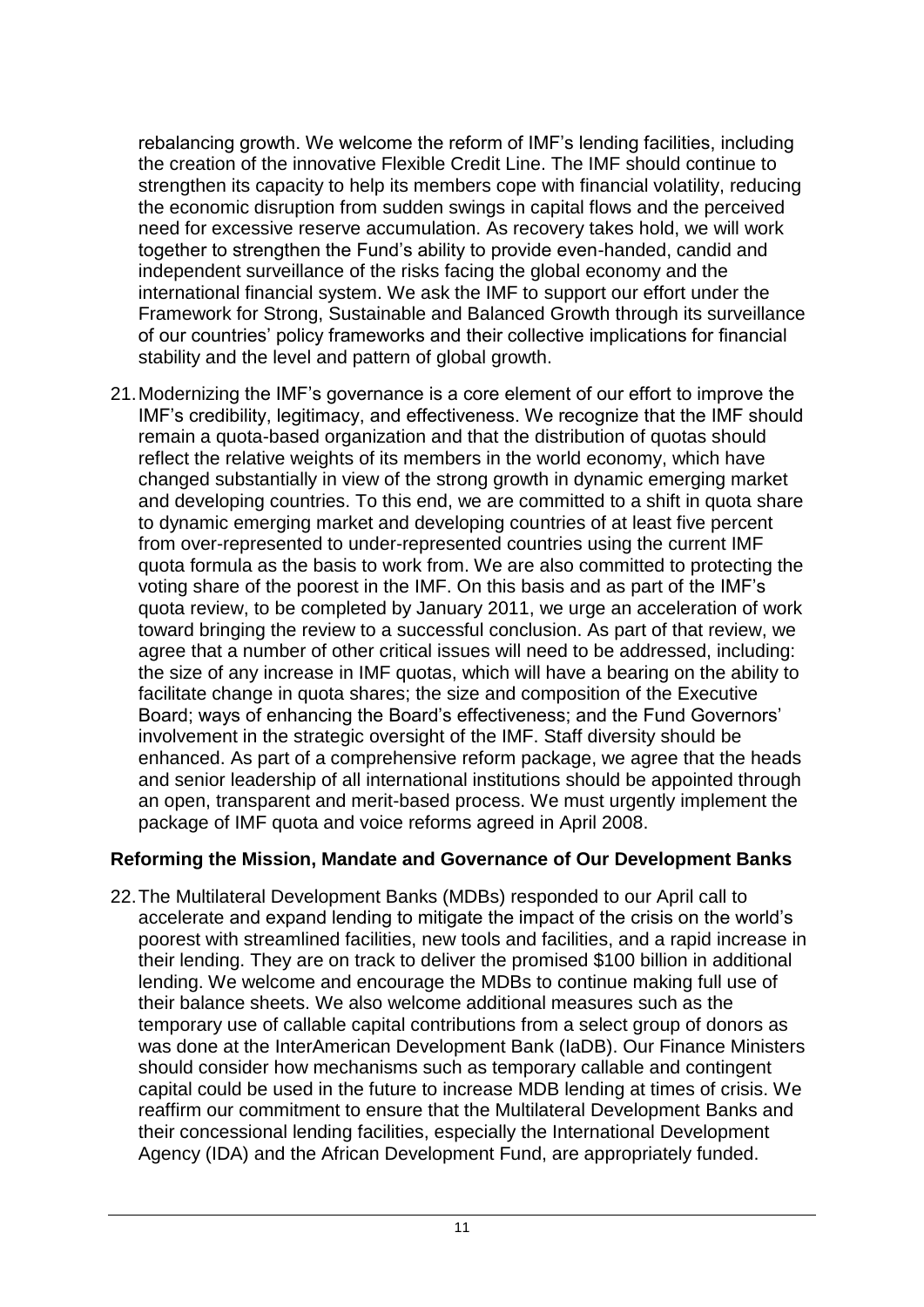rebalancing growth. We welcome the reform of IMF's lending facilities, including the creation of the innovative Flexible Credit Line. The IMF should continue to strengthen its capacity to help its members cope with financial volatility, reducing the economic disruption from sudden swings in capital flows and the perceived need for excessive reserve accumulation. As recovery takes hold, we will work together to strengthen the Fund's ability to provide even-handed, candid and independent surveillance of the risks facing the global economy and the international financial system. We ask the IMF to support our effort under the Framework for Strong, Sustainable and Balanced Growth through its surveillance of our countries' policy frameworks and their collective implications for financial stability and the level and pattern of global growth.

21. Modernizing the IMF's governance is a core element of our effort to improve the IMF's credibility, legitimacy, and effectiveness. We recognize that the IMF should remain a quota-based organization and that the distribution of quotas should reflect the relative weights of its members in the world economy, which have changed substantially in view of the strong growth in dynamic emerging market and developing countries. To this end, we are committed to a shift in quota share to dynamic emerging market and developing countries of at least five percent from over-represented to under-represented countries using the current IMF quota formula as the basis to work from. We are also committed to protecting the voting share of the poorest in the IMF. On this basis and as part of the IMF's quota review, to be completed by January 2011, we urge an acceleration of work toward bringing the review to a successful conclusion. As part of that review, we agree that a number of other critical issues will need to be addressed, including: the size of any increase in IMF quotas, which will have a bearing on the ability to facilitate change in quota shares; the size and composition of the Executive Board; ways of enhancing the Board's effectiveness; and the Fund Governors' involvement in the strategic oversight of the IMF. Staff diversity should be enhanced. As part of a comprehensive reform package, we agree that the heads and senior leadership of all international institutions should be appointed through an open, transparent and merit-based process. We must urgently implement the package of IMF quota and voice reforms agreed in April 2008.

**Reforming the Mission, Mandate and Governance of Our Development Banks**

22. The Multilateral Development Banks (MDBs) responded to our April call to accelerate and expand lending to mitigate the impact of the crisis on the world's poorest with streamlined facilities, new tools and facilities, and a rapid increase in their lending. They are on track to deliver the promised $100 billion in additional lending. We welcome and encourage the MDBs to continue making full use of their balance sheets. We also welcome additional measures such as the temporary use of callable capital contributions from a select group of donors as was done at the InterAmerican Development Bank (IaDB). Our Finance Ministers should consider how mechanisms such as temporary callable and contingent capital could be used in the future to increase MDB lending at times of crisis. We reaffirm our commitment to ensure that the Multilateral Development Banks and their concessional lending facilities, especially the International Development Agency (IDA) and the African Development Fund, are appropriately funded.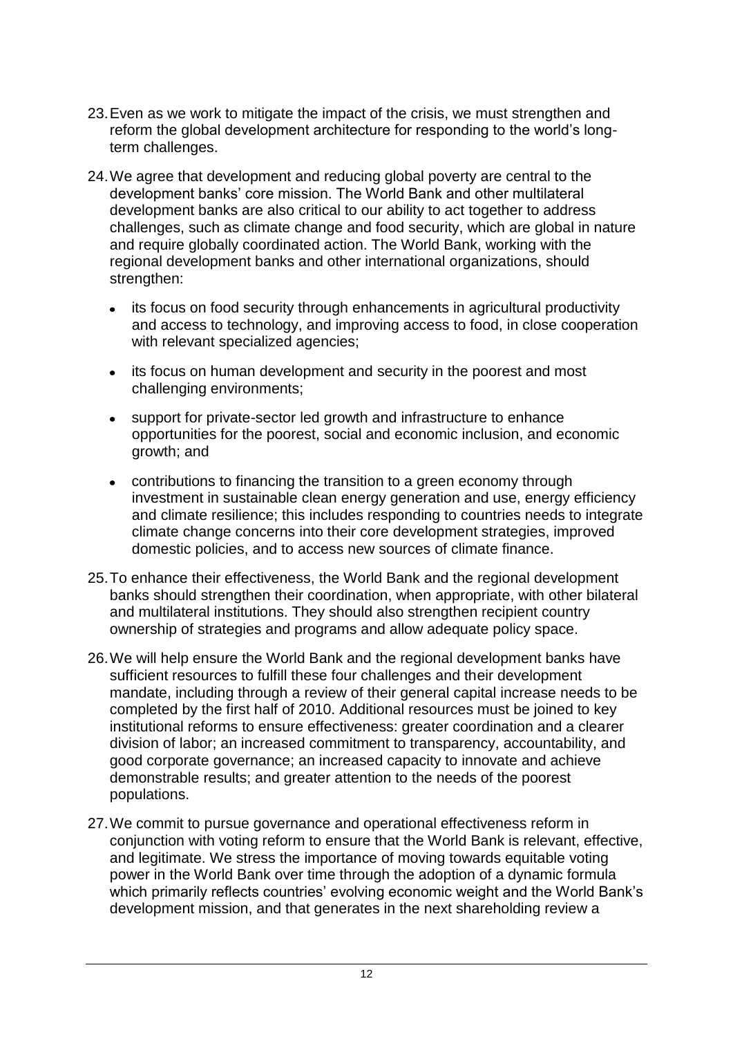23. Even as we work to mitigate the impact of the crisis, we must strengthen and reform the global development architecture for responding to the world's long-term challenges.

24. We agree that development and reducing global poverty are central to the development banks' core mission. The World Bank and other multilateral development banks are also critical to our ability to act together to address challenges, such as climate change and food security, which are global in nature and require globally coordinated action. The World Bank, working with the regional development banks and other international organizations, should strengthen:

    - its focus on food security through enhancements in agricultural productivity and access to technology, and improving access to food, in close cooperation with relevant specialized agencies;
    - its focus on human development and security in the poorest and most challenging environments;
    - support for private-sector led growth and infrastructure to enhance opportunities for the poorest, social and economic inclusion, and economic growth; and
    - contributions to financing the transition to a green economy through investment in sustainable clean energy generation and use, energy efficiency and climate resilience; this includes responding to countries needs to integrate climate change concerns into their core development strategies, improved domestic policies, and to access new sources of climate finance.

25. To enhance their effectiveness, the World Bank and the regional development banks should strengthen their coordination, when appropriate, with other bilateral and multilateral institutions. They should also strengthen recipient country ownership of strategies and programs and allow adequate policy space.

26. We will help ensure the World Bank and the regional development banks have sufficient resources to fulfill these four challenges and their development mandate, including through a review of their general capital increase needs to be completed by the first half of 2010. Additional resources must be joined to key institutional reforms to ensure effectiveness: greater coordination and a clearer division of labor; an increased commitment to transparency, accountability, and good corporate governance; an increased capacity to innovate and achieve demonstrable results; and greater attention to the needs of the poorest populations.

27. We commit to pursue governance and operational effectiveness reform in conjunction with voting reform to ensure that the World Bank is relevant, effective, and legitimate. We stress the importance of moving towards equitable voting power in the World Bank over time through the adoption of a dynamic formula which primarily reflects countries' evolving economic weight and the World Bank's development mission, and that generates in the next shareholding review a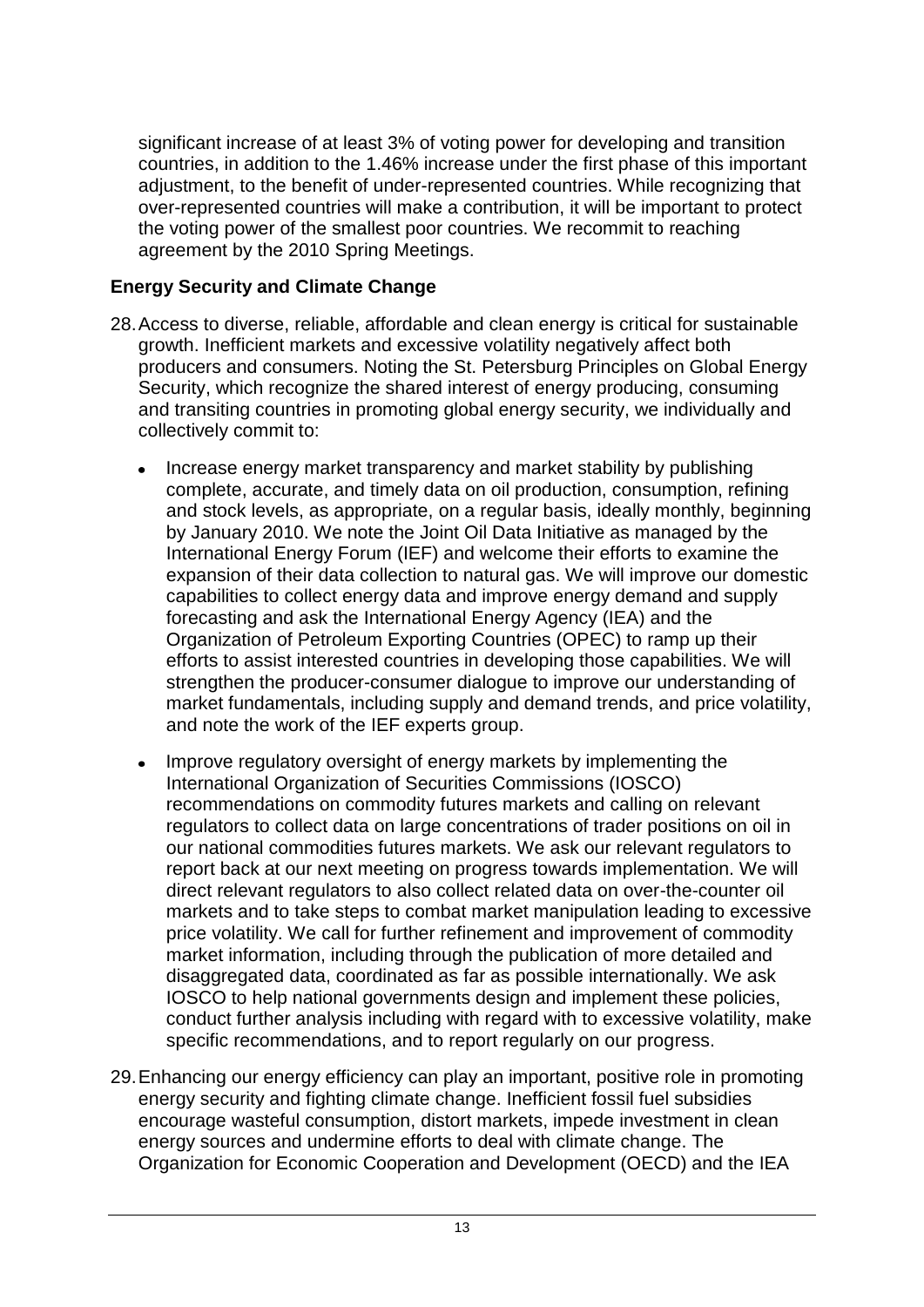significant increase of at least 3% of voting power for developing and transition countries, in addition to the 1.46% increase under the first phase of this important adjustment, to the benefit of under-represented countries. While recognizing that over-represented countries will make a contribution, it will be important to protect the voting power of the smallest poor countries. We recommit to reaching agreement by the 2010 Spring Meetings.

**Energy Security and Climate Change**

28. Access to diverse, reliable, affordable and clean energy is critical for sustainable growth. Inefficient markets and excessive volatility negatively affect both producers and consumers. Noting the St. Petersburg Principles on Global Energy Security, which recognize the shared interest of energy producing, consuming and transiting countries in promoting global energy security, we individually and collectively commit to:

    - Increase energy market transparency and market stability by publishing complete, accurate, and timely data on oil production, consumption, refining and stock levels, as appropriate, on a regular basis, ideally monthly, beginning by January 2010. We note the Joint Oil Data Initiative as managed by the International Energy Forum (IEF) and welcome their efforts to examine the expansion of their data collection to natural gas. We will improve our domestic capabilities to collect energy data and improve energy demand and supply forecasting and ask the International Energy Agency (IEA) and the Organization of Petroleum Exporting Countries (OPEC) to ramp up their efforts to assist interested countries in developing those capabilities. We will strengthen the producer-consumer dialogue to improve our understanding of market fundamentals, including supply and demand trends, and price volatility, and note the work of the IEF experts group.

    - Improve regulatory oversight of energy markets by implementing the International Organization of Securities Commissions (IOSCO) recommendations on commodity futures markets and calling on relevant regulators to collect data on large concentrations of trader positions on oil in our national commodities futures markets. We ask our relevant regulators to report back at our next meeting on progress towards implementation. We will direct relevant regulators to also collect related data on over-the-counter oil markets and to take steps to combat market manipulation leading to excessive price volatility. We call for further refinement and improvement of commodity market information, including through the publication of more detailed and disaggregated data, coordinated as far as possible internationally. We ask IOSCO to help national governments design and implement these policies, conduct further analysis including with regard with to excessive volatility, make specific recommendations, and to report regularly on our progress.

29. Enhancing our energy efficiency can play an important, positive role in promoting energy security and fighting climate change. Inefficient fossil fuel subsidies encourage wasteful consumption, distort markets, impede investment in clean energy sources and undermine efforts to deal with climate change. The Organization for Economic Cooperation and Development (OECD) and the IEA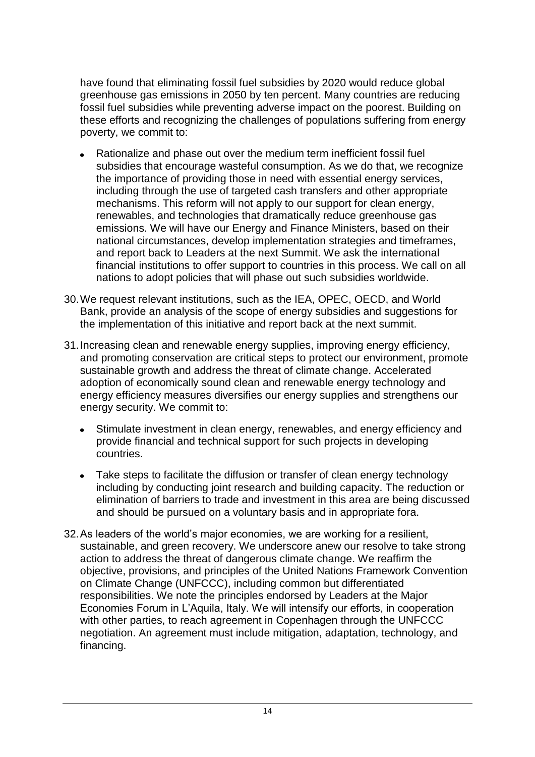have found that eliminating fossil fuel subsidies by 2020 would reduce global greenhouse gas emissions in 2050 by ten percent. Many countries are reducing fossil fuel subsidies while preventing adverse impact on the poorest. Building on these efforts and recognizing the challenges of populations suffering from energy poverty, we commit to:

- Rationalize and phase out over the medium term inefficient fossil fuel subsidies that encourage wasteful consumption. As we do that, we recognize the importance of providing those in need with essential energy services, including through the use of targeted cash transfers and other appropriate mechanisms. This reform will not apply to our support for clean energy, renewables, and technologies that dramatically reduce greenhouse gas emissions. We will have our Energy and Finance Ministers, based on their national circumstances, develop implementation strategies and timeframes, and report back to Leaders at the next Summit. We ask the international financial institutions to offer support to countries in this process. We call on all nations to adopt policies that will phase out such subsidies worldwide.

30. We request relevant institutions, such as the IEA, OPEC, OECD, and World Bank, provide an analysis of the scope of energy subsidies and suggestions for the implementation of this initiative and report back at the next summit.

31. Increasing clean and renewable energy supplies, improving energy efficiency, and promoting conservation are critical steps to protect our environment, promote sustainable growth and address the threat of climate change. Accelerated adoption of economically sound clean and renewable energy technology and energy efficiency measures diversifies our energy supplies and strengthens our energy security. We commit to:

    - Stimulate investment in clean energy, renewables, and energy efficiency and provide financial and technical support for such projects in developing countries.

    - Take steps to facilitate the diffusion or transfer of clean energy technology including by conducting joint research and building capacity. The reduction or elimination of barriers to trade and investment in this area are being discussed and should be pursued on a voluntary basis and in appropriate fora.

32. As leaders of the world's major economies, we are working for a resilient, sustainable, and green recovery. We underscore anew our resolve to take strong action to address the threat of dangerous climate change. We reaffirm the objective, provisions, and principles of the United Nations Framework Convention on Climate Change (UNFCCC), including common but differentiated responsibilities. We note the principles endorsed by Leaders at the Major Economies Forum in L'Aquila, Italy. We will intensify our efforts, in cooperation with other parties, to reach agreement in Copenhagen through the UNFCCC negotiation. An agreement must include mitigation, adaptation, technology, and financing.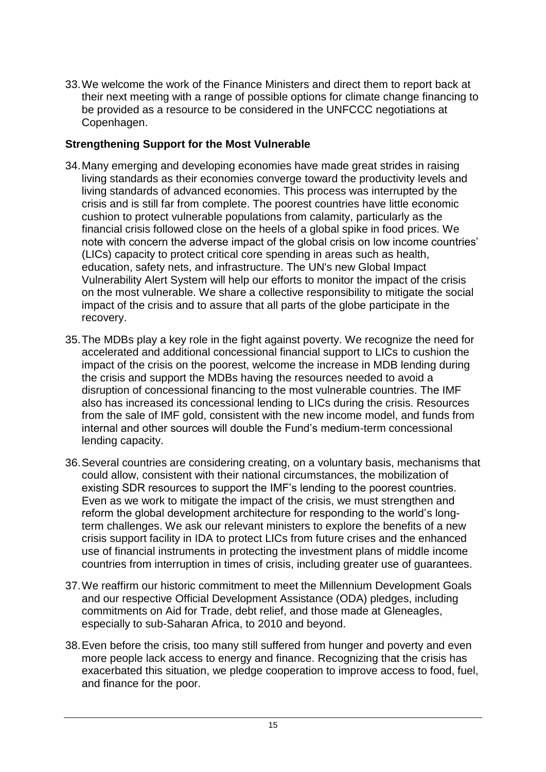33. We welcome the work of the Finance Ministers and direct them to report back at their next meeting with a range of possible options for climate change financing to be provided as a resource to be considered in the UNFCCC negotiations at Copenhagen.

### Strengthening Support for the Most Vulnerable

34. Many emerging and developing economies have made great strides in raising living standards as their economies converge toward the productivity levels and living standards of advanced economies. This process was interrupted by the crisis and is still far from complete. The poorest countries have little economic cushion to protect vulnerable populations from calamity, particularly as the financial crisis followed close on the heels of a global spike in food prices. We note with concern the adverse impact of the global crisis on low income countries' (LICs) capacity to protect critical core spending in areas such as health, education, safety nets, and infrastructure. The UN's new Global Impact Vulnerability Alert System will help our efforts to monitor the impact of the crisis on the most vulnerable. We share a collective responsibility to mitigate the social impact of the crisis and to assure that all parts of the globe participate in the recovery.

35. The MDBs play a key role in the fight against poverty. We recognize the need for accelerated and additional concessional financial support to LICs to cushion the impact of the crisis on the poorest, welcome the increase in MDB lending during the crisis and support the MDBs having the resources needed to avoid a disruption of concessional financing to the most vulnerable countries. The IMF also has increased its concessional lending to LICs during the crisis. Resources from the sale of IMF gold, consistent with the new income model, and funds from internal and other sources will double the Fund's medium-term concessional lending capacity.

36. Several countries are considering creating, on a voluntary basis, mechanisms that could allow, consistent with their national circumstances, the mobilization of existing SDR resources to support the IMF's lending to the poorest countries. Even as we work to mitigate the impact of the crisis, we must strengthen and reform the global development architecture for responding to the world's long-term challenges. We ask our relevant ministers to explore the benefits of a new crisis support facility in IDA to protect LICs from future crises and the enhanced use of financial instruments in protecting the investment plans of middle income countries from interruption in times of crisis, including greater use of guarantees.

37. We reaffirm our historic commitment to meet the Millennium Development Goals and our respective Official Development Assistance (ODA) pledges, including commitments on Aid for Trade, debt relief, and those made at Gleneagles, especially to sub-Saharan Africa, to 2010 and beyond.

38. Even before the crisis, too many still suffered from hunger and poverty and even more people lack access to energy and finance. Recognizing that the crisis has exacerbated this situation, we pledge cooperation to improve access to food, fuel, and finance for the poor.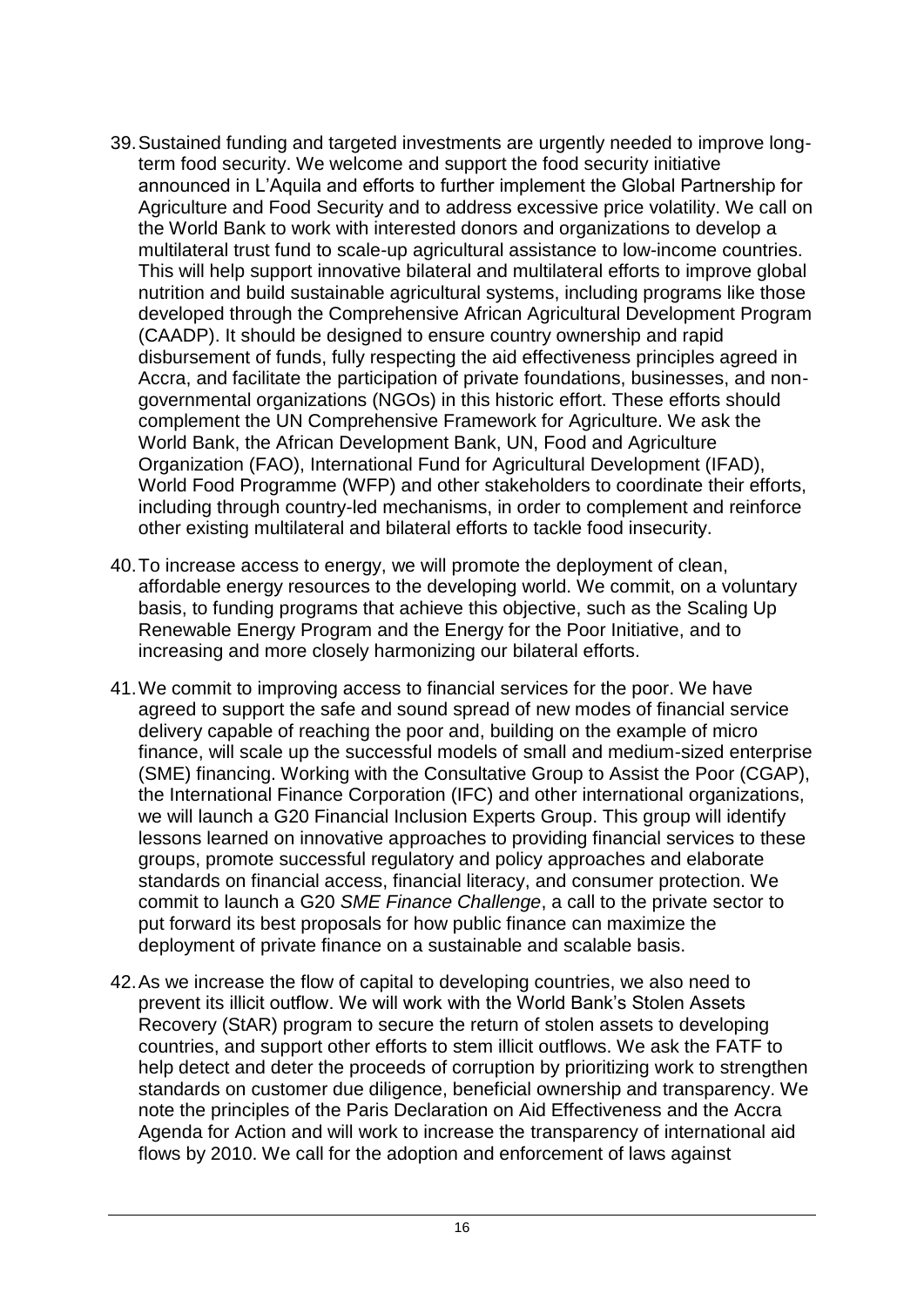39. Sustained funding and targeted investments are urgently needed to improve long-term food security. We welcome and support the food security initiative announced in L'Aquila and efforts to further implement the Global Partnership for Agriculture and Food Security and to address excessive price volatility. We call on the World Bank to work with interested donors and organizations to develop a multilateral trust fund to scale-up agricultural assistance to low-income countries. This will help support innovative bilateral and multilateral efforts to improve global nutrition and build sustainable agricultural systems, including programs like those developed through the Comprehensive African Agricultural Development Program (CAADP). It should be designed to ensure country ownership and rapid disbursement of funds, fully respecting the aid effectiveness principles agreed in Accra, and facilitate the participation of private foundations, businesses, and non-governmental organizations (NGOs) in this historic effort. These efforts should complement the UN Comprehensive Framework for Agriculture. We ask the World Bank, the African Development Bank, UN, Food and Agriculture Organization (FAO), International Fund for Agricultural Development (IFAD), World Food Programme (WFP) and other stakeholders to coordinate their efforts, including through country-led mechanisms, in order to complement and reinforce other existing multilateral and bilateral efforts to tackle food insecurity.

40. To increase access to energy, we will promote the deployment of clean, affordable energy resources to the developing world. We commit, on a voluntary basis, to funding programs that achieve this objective, such as the Scaling Up Renewable Energy Program and the Energy for the Poor Initiative, and to increasing and more closely harmonizing our bilateral efforts.

41. We commit to improving access to financial services for the poor. We have agreed to support the safe and sound spread of new modes of financial service delivery capable of reaching the poor and, building on the example of micro finance, will scale up the successful models of small and medium-sized enterprise (SME) financing. Working with the Consultative Group to Assist the Poor (CGAP), the International Finance Corporation (IFC) and other international organizations, we will launch a G20 Financial Inclusion Experts Group. This group will identify lessons learned on innovative approaches to providing financial services to these groups, promote successful regulatory and policy approaches and elaborate standards on financial access, financial literacy, and consumer protection. We commit to launch a G20 *SME Finance Challenge*, a call to the private sector to put forward its best proposals for how public finance can maximize the deployment of private finance on a sustainable and scalable basis.

42. As we increase the flow of capital to developing countries, we also need to prevent its illicit outflow. We will work with the World Bank's Stolen Assets Recovery (StAR) program to secure the return of stolen assets to developing countries, and support other efforts to stem illicit outflows. We ask the FATF to help detect and deter the proceeds of corruption by prioritizing work to strengthen standards on customer due diligence, beneficial ownership and transparency. We note the principles of the Paris Declaration on Aid Effectiveness and the Accra Agenda for Action and will work to increase the transparency of international aid flows by 2010. We call for the adoption and enforcement of laws against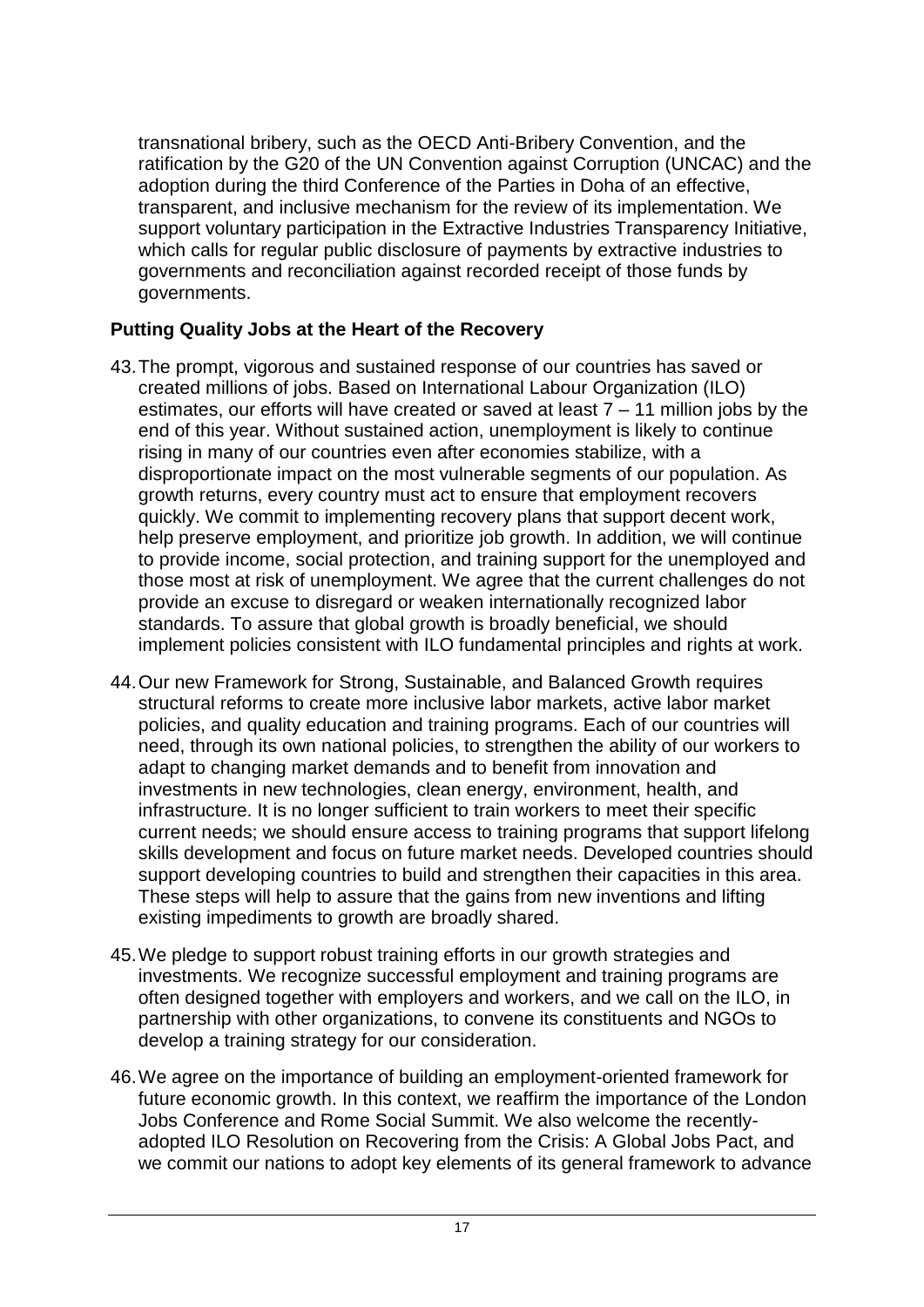transnational bribery, such as the OECD Anti-Bribery Convention, and the ratification by the G20 of the UN Convention against Corruption (UNCAC) and the adoption during the third Conference of the Parties in Doha of an effective, transparent, and inclusive mechanism for the review of its implementation. We support voluntary participation in the Extractive Industries Transparency Initiative, which calls for regular public disclosure of payments by extractive industries to governments and reconciliation against recorded receipt of those funds by governments.

**Putting Quality Jobs at the Heart of the Recovery**

43. The prompt, vigorous and sustained response of our countries has saved or created millions of jobs. Based on International Labour Organization (ILO) estimates, our efforts will have created or saved at least 7 – 11 million jobs by the end of this year. Without sustained action, unemployment is likely to continue rising in many of our countries even after economies stabilize, with a disproportionate impact on the most vulnerable segments of our population. As growth returns, every country must act to ensure that employment recovers quickly. We commit to implementing recovery plans that support decent work, help preserve employment, and prioritize job growth. In addition, we will continue to provide income, social protection, and training support for the unemployed and those most at risk of unemployment. We agree that the current challenges do not provide an excuse to disregard or weaken internationally recognized labor standards. To assure that global growth is broadly beneficial, we should implement policies consistent with ILO fundamental principles and rights at work.

44. Our new Framework for Strong, Sustainable, and Balanced Growth requires structural reforms to create more inclusive labor markets, active labor market policies, and quality education and training programs. Each of our countries will need, through its own national policies, to strengthen the ability of our workers to adapt to changing market demands and to benefit from innovation and investments in new technologies, clean energy, environment, health, and infrastructure. It is no longer sufficient to train workers to meet their specific current needs; we should ensure access to training programs that support lifelong skills development and focus on future market needs. Developed countries should support developing countries to build and strengthen their capacities in this area. These steps will help to assure that the gains from new inventions and lifting existing impediments to growth are broadly shared.

45. We pledge to support robust training efforts in our growth strategies and investments. We recognize successful employment and training programs are often designed together with employers and workers, and we call on the ILO, in partnership with other organizations, to convene its constituents and NGOs to develop a training strategy for our consideration.

46. We agree on the importance of building an employment-oriented framework for future economic growth. In this context, we reaffirm the importance of the London Jobs Conference and Rome Social Summit. We also welcome the recently-adopted ILO Resolution on Recovering from the Crisis: A Global Jobs Pact, and we commit our nations to adopt key elements of its general framework to advance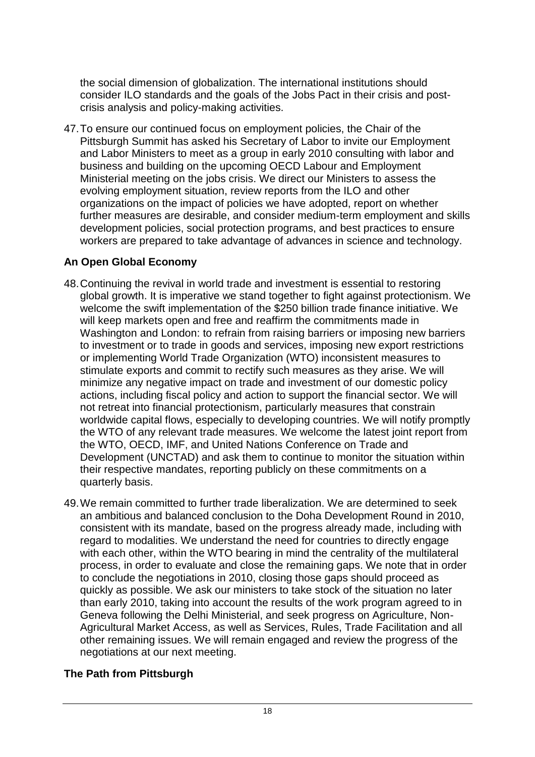the social dimension of globalization. The international institutions should consider ILO standards and the goals of the Jobs Pact in their crisis and post-crisis analysis and policy-making activities.

47. To ensure our continued focus on employment policies, the Chair of the Pittsburgh Summit has asked his Secretary of Labor to invite our Employment and Labor Ministers to meet as a group in early 2010 consulting with labor and business and building on the upcoming OECD Labour and Employment Ministerial meeting on the jobs crisis. We direct our Ministers to assess the evolving employment situation, review reports from the ILO and other organizations on the impact of policies we have adopted, report on whether further measures are desirable, and consider medium-term employment and skills development policies, social protection programs, and best practices to ensure workers are prepared to take advantage of advances in science and technology.

## An Open Global Economy

48. Continuing the revival in world trade and investment is essential to restoring global growth. It is imperative we stand together to fight against protectionism. We welcome the swift implementation of the $250 billion trade finance initiative. We will keep markets open and free and reaffirm the commitments made in Washington and London: to refrain from raising barriers or imposing new barriers to investment or to trade in goods and services, imposing new export restrictions or implementing World Trade Organization (WTO) inconsistent measures to stimulate exports and commit to rectify such measures as they arise. We will minimize any negative impact on trade and investment of our domestic policy actions, including fiscal policy and action to support the financial sector. We will not retreat into financial protectionism, particularly measures that constrain worldwide capital flows, especially to developing countries. We will notify promptly the WTO of any relevant trade measures. We welcome the latest joint report from the WTO, OECD, IMF, and United Nations Conference on Trade and Development (UNCTAD) and ask them to continue to monitor the situation within their respective mandates, reporting publicly on these commitments on a quarterly basis.

49. We remain committed to further trade liberalization. We are determined to seek an ambitious and balanced conclusion to the Doha Development Round in 2010, consistent with its mandate, based on the progress already made, including with regard to modalities. We understand the need for countries to directly engage with each other, within the WTO bearing in mind the centrality of the multilateral process, in order to evaluate and close the remaining gaps. We note that in order to conclude the negotiations in 2010, closing those gaps should proceed as quickly as possible. We ask our ministers to take stock of the situation no later than early 2010, taking into account the results of the work program agreed to in Geneva following the Delhi Ministerial, and seek progress on Agriculture, Non-Agricultural Market Access, as well as Services, Rules, Trade Facilitation and all other remaining issues. We will remain engaged and review the progress of the negotiations at our next meeting.

## The Path from Pittsburgh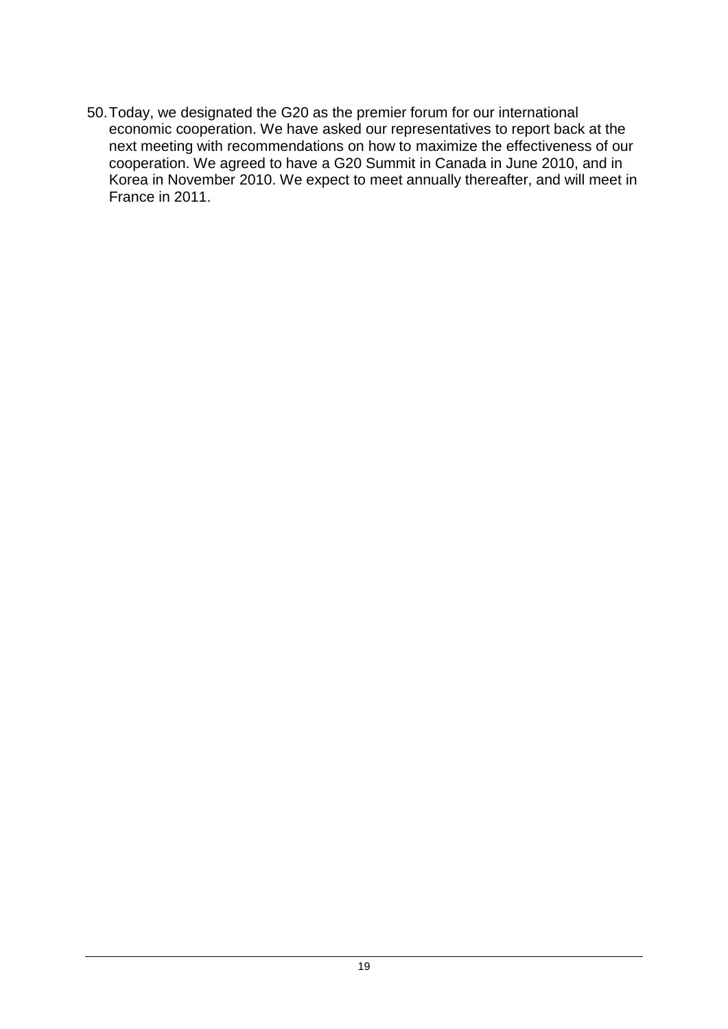50. Today, we designated the G20 as the premier forum for our international economic cooperation. We have asked our representatives to report back at the next meeting with recommendations on how to maximize the effectiveness of our cooperation. We agreed to have a G20 Summit in Canada in June 2010, and in Korea in November 2010. We expect to meet annually thereafter, and will meet in France in 2011.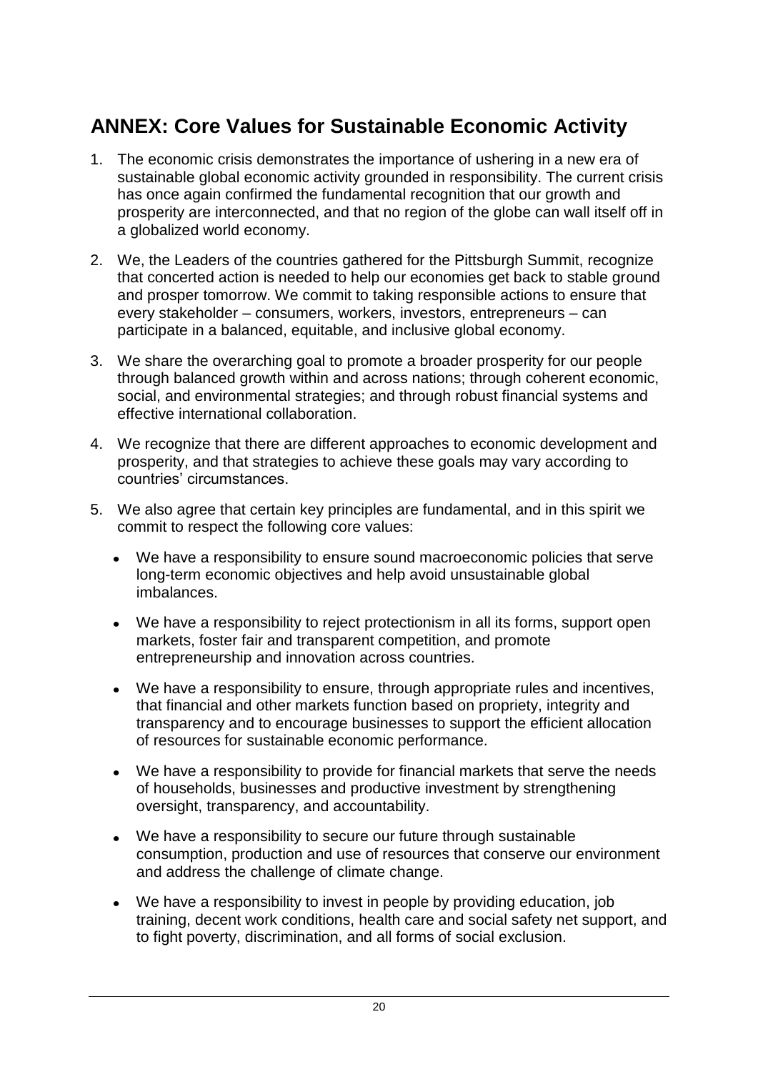## ANNEX: Core Values for Sustainable Economic Activity

1. The economic crisis demonstrates the importance of ushering in a new era of sustainable global economic activity grounded in responsibility. The current crisis has once again confirmed the fundamental recognition that our growth and prosperity are interconnected, and that no region of the globe can wall itself off in a globalized world economy.

2. We, the Leaders of the countries gathered for the Pittsburgh Summit, recognize that concerted action is needed to help our economies get back to stable ground and prosper tomorrow. We commit to taking responsible actions to ensure that every stakeholder – consumers, workers, investors, entrepreneurs – can participate in a balanced, equitable, and inclusive global economy.

3. We share the overarching goal to promote a broader prosperity for our people through balanced growth within and across nations; through coherent economic, social, and environmental strategies; and through robust financial systems and effective international collaboration.

4. We recognize that there are different approaches to economic development and prosperity, and that strategies to achieve these goals may vary according to countries' circumstances.

5. We also agree that certain key principles are fundamental, and in this spirit we commit to respect the following core values:

   - We have a responsibility to ensure sound macroeconomic policies that serve long-term economic objectives and help avoid unsustainable global imbalances.
   - We have a responsibility to reject protectionism in all its forms, support open markets, foster fair and transparent competition, and promote entrepreneurship and innovation across countries.
   - We have a responsibility to ensure, through appropriate rules and incentives, that financial and other markets function based on propriety, integrity and transparency and to encourage businesses to support the efficient allocation of resources for sustainable economic performance.
   - We have a responsibility to provide for financial markets that serve the needs of households, businesses and productive investment by strengthening oversight, transparency, and accountability.
   - We have a responsibility to secure our future through sustainable consumption, production and use of resources that conserve our environment and address the challenge of climate change.
   - We have a responsibility to invest in people by providing education, job training, decent work conditions, health care and social safety net support, and to fight poverty, discrimination, and all forms of social exclusion.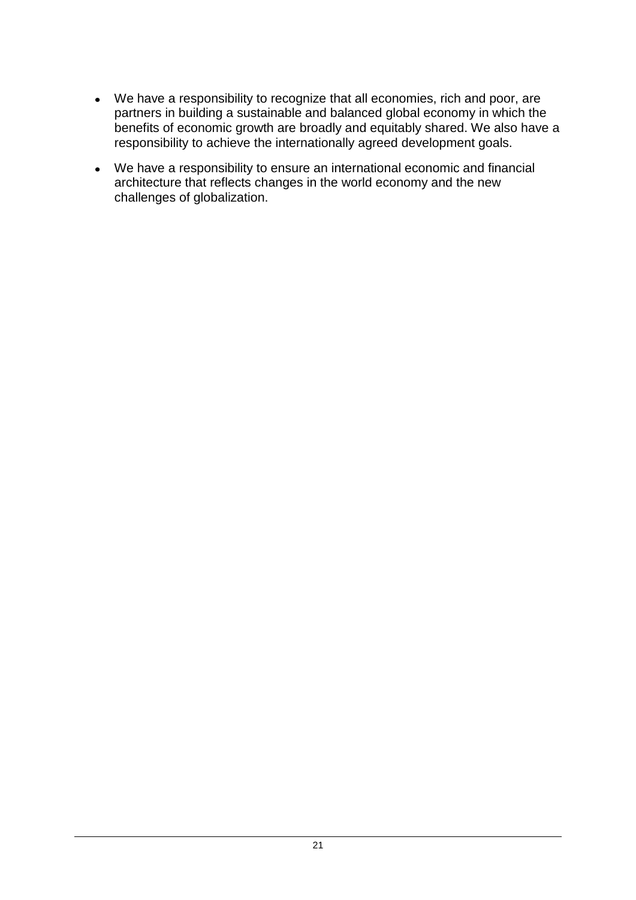- We have a responsibility to recognize that all economies, rich and poor, are partners in building a sustainable and balanced global economy in which the benefits of economic growth are broadly and equitably shared. We also have a responsibility to achieve the internationally agreed development goals.
- We have a responsibility to ensure an international economic and financial architecture that reflects changes in the world economy and the new challenges of globalization.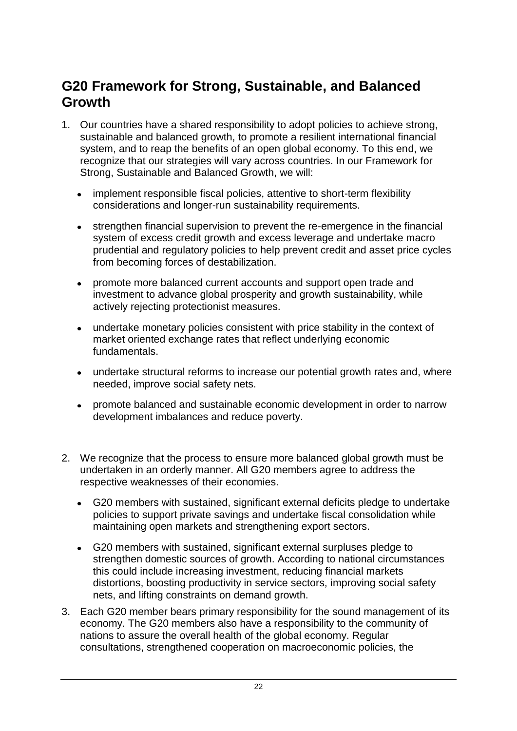## G20 Framework for Strong, Sustainable, and Balanced Growth

1. Our countries have a shared responsibility to adopt policies to achieve strong, sustainable and balanced growth, to promote a resilient international financial system, and to reap the benefits of an open global economy. To this end, we recognize that our strategies will vary across countries. In our Framework for Strong, Sustainable and Balanced Growth, we will:

   - implement responsible fiscal policies, attentive to short-term flexibility considerations and longer-run sustainability requirements.
   - strengthen financial supervision to prevent the re-emergence in the financial system of excess credit growth and excess leverage and undertake macro prudential and regulatory policies to help prevent credit and asset price cycles from becoming forces of destabilization.
   - promote more balanced current accounts and support open trade and investment to advance global prosperity and growth sustainability, while actively rejecting protectionist measures.
   - undertake monetary policies consistent with price stability in the context of market oriented exchange rates that reflect underlying economic fundamentals.
   - undertake structural reforms to increase our potential growth rates and, where needed, improve social safety nets.
   - promote balanced and sustainable economic development in order to narrow development imbalances and reduce poverty.

2. We recognize that the process to ensure more balanced global growth must be undertaken in an orderly manner. All G20 members agree to address the respective weaknesses of their economies.

   - G20 members with sustained, significant external deficits pledge to undertake policies to support private savings and undertake fiscal consolidation while maintaining open markets and strengthening export sectors.
   - G20 members with sustained, significant external surpluses pledge to strengthen domestic sources of growth. According to national circumstances this could include increasing investment, reducing financial markets distortions, boosting productivity in service sectors, improving social safety nets, and lifting constraints on demand growth.

3. Each G20 member bears primary responsibility for the sound management of its economy. The G20 members also have a responsibility to the community of nations to assure the overall health of the global economy. Regular consultations, strengthened cooperation on macroeconomic policies, the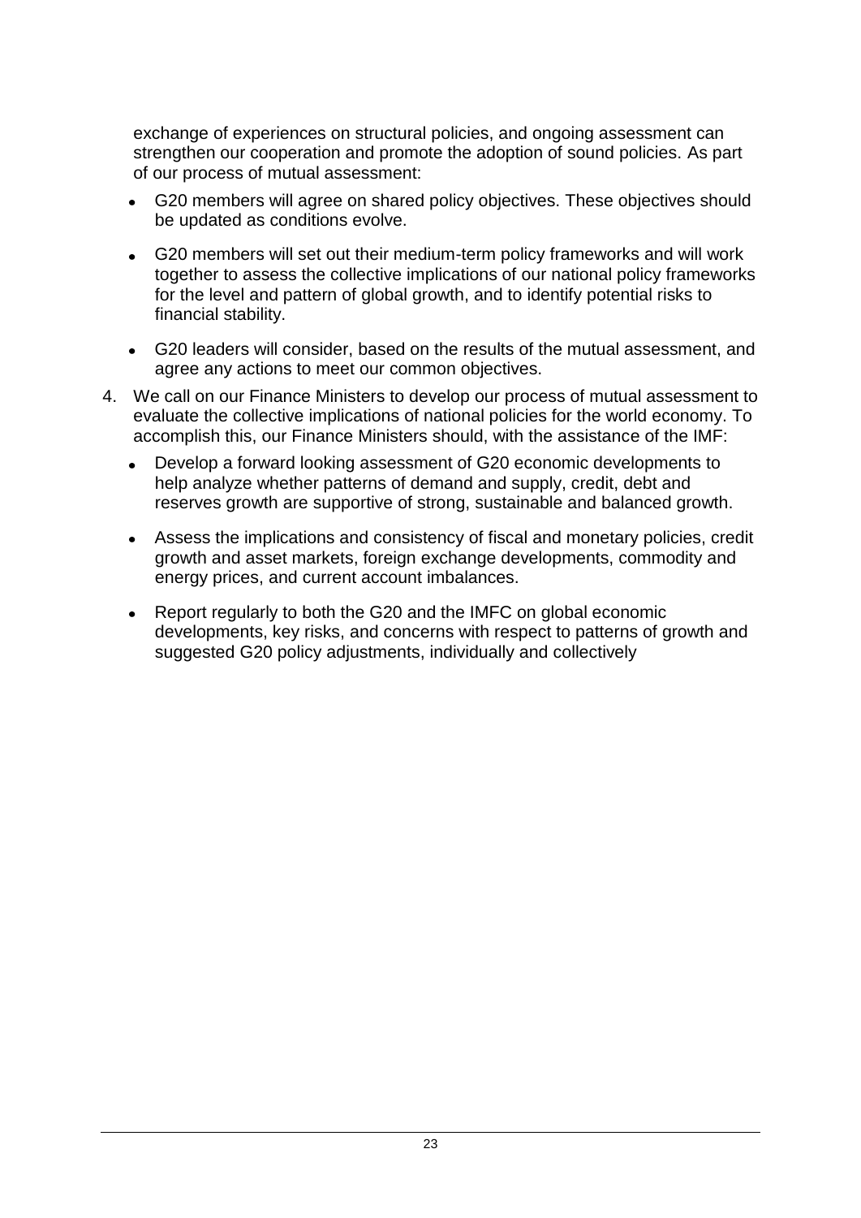exchange of experiences on structural policies, and ongoing assessment can strengthen our cooperation and promote the adoption of sound policies. As part of our process of mutual assessment:

- G20 members will agree on shared policy objectives. These objectives should be updated as conditions evolve.
- G20 members will set out their medium-term policy frameworks and will work together to assess the collective implications of our national policy frameworks for the level and pattern of global growth, and to identify potential risks to financial stability.
- G20 leaders will consider, based on the results of the mutual assessment, and agree any actions to meet our common objectives.

4. We call on our Finance Ministers to develop our process of mutual assessment to evaluate the collective implications of national policies for the world economy. To accomplish this, our Finance Ministers should, with the assistance of the IMF:
   - Develop a forward looking assessment of G20 economic developments to help analyze whether patterns of demand and supply, credit, debt and reserves growth are supportive of strong, sustainable and balanced growth.
   - Assess the implications and consistency of fiscal and monetary policies, credit growth and asset markets, foreign exchange developments, commodity and energy prices, and current account imbalances.
   - Report regularly to both the G20 and the IMFC on global economic developments, key risks, and concerns with respect to patterns of growth and suggested G20 policy adjustments, individually and collectively